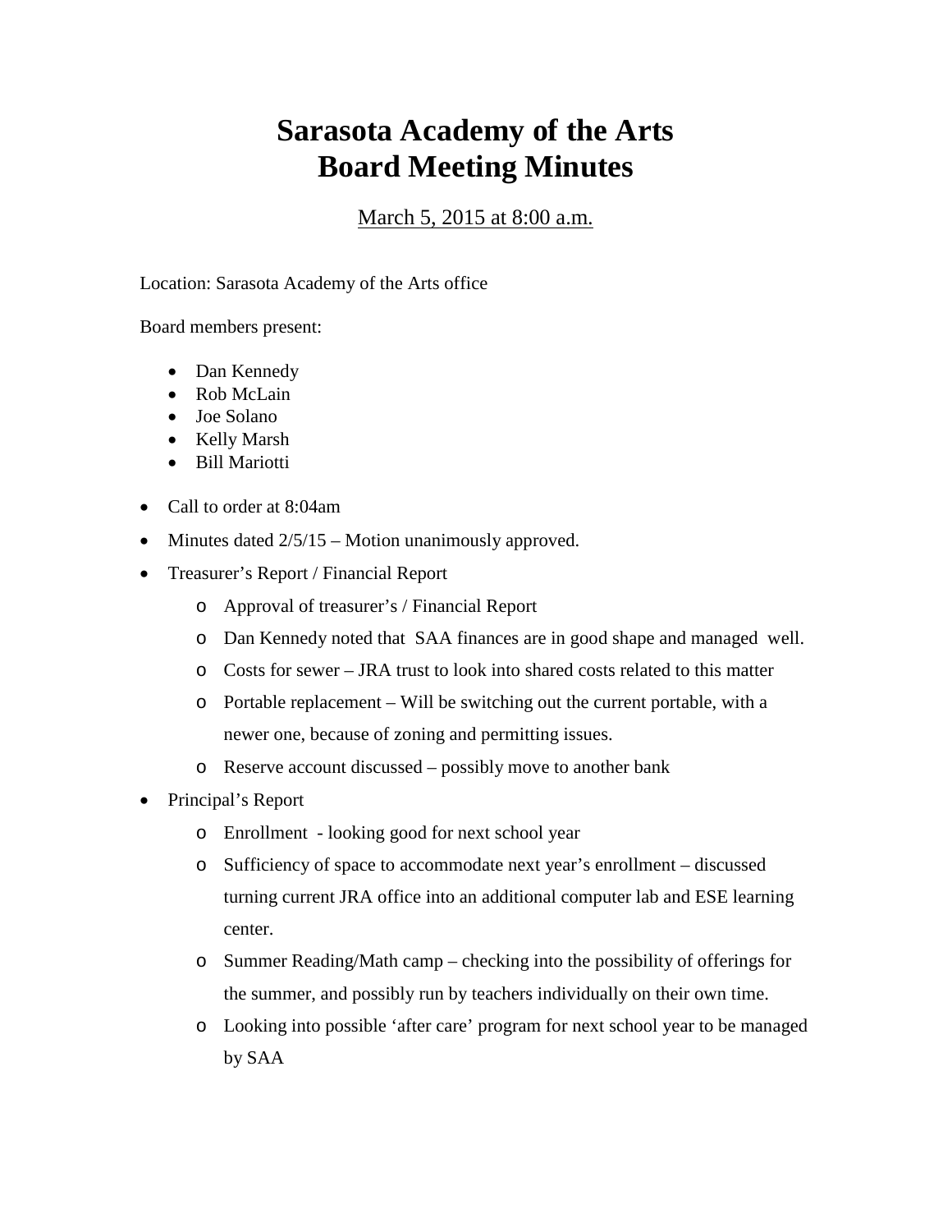# Sarasota Academy of the Arts
# Board Meeting Minutes

March 5, 2015 at 8:00 a.m.

Location: Sarasota Academy of the Arts office

Board members present:

- Dan Kennedy
- Rob McLain
- Joe Solano
- Kelly Marsh
- Bill Mariotti

- Call to order at 8:04am
- Minutes dated 2/5/15 – Motion unanimously approved.
- Treasurer's Report / Financial Report
  - Approval of treasurer's / Financial Report
  - Dan Kennedy noted that SAA finances are in good shape and managed well.
  - Costs for sewer – JRA trust to look into shared costs related to this matter
  - Portable replacement – Will be switching out the current portable, with a newer one, because of zoning and permitting issues.
  - Reserve account discussed – possibly move to another bank
- Principal's Report
  - Enrollment - looking good for next school year
  - Sufficiency of space to accommodate next year's enrollment – discussed turning current JRA office into an additional computer lab and ESE learning center.
  - Summer Reading/Math camp – checking into the possibility of offerings for the summer, and possibly run by teachers individually on their own time.
  - Looking into possible 'after care' program for next school year to be managed by SAA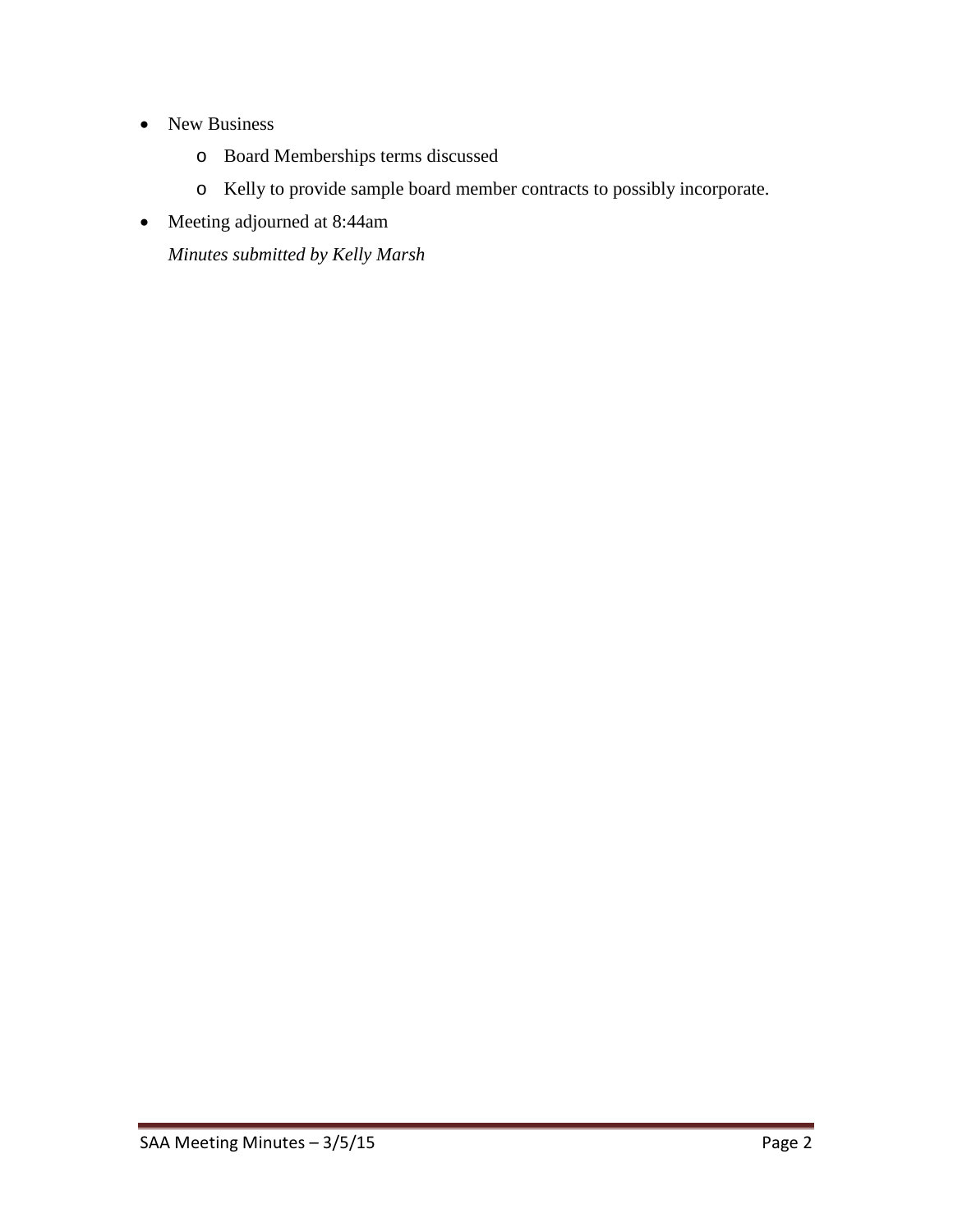- New Business
  - Board Memberships terms discussed
  - Kelly to provide sample board member contracts to possibly incorporate.
- Meeting adjourned at 8:44am

  *Minutes submitted by Kelly Marsh*